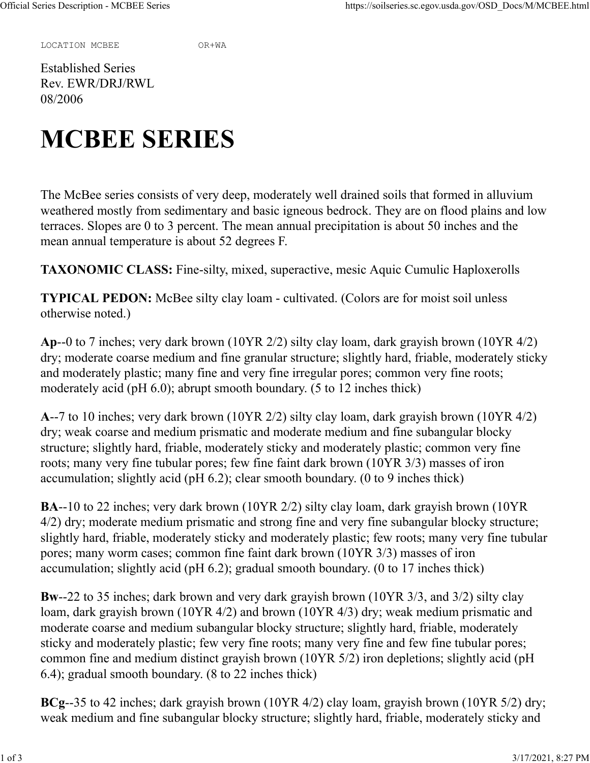LOCATION MCBEE OR+WA

Established Series
Rev. EWR/DRJ/RWL
08/2006

# MCBEE SERIES

The McBee series consists of very deep, moderately well drained soils that formed in alluvium weathered mostly from sedimentary and basic igneous bedrock. They are on flood plains and low terraces. Slopes are 0 to 3 percent. The mean annual precipitation is about 50 inches and the mean annual temperature is about 52 degrees F.

**TAXONOMIC CLASS:** Fine-silty, mixed, superactive, mesic Aquic Cumulic Haploxerolls

**TYPICAL PEDON:** McBee silty clay loam - cultivated. (Colors are for moist soil unless otherwise noted.)

**Ap**--0 to 7 inches; very dark brown (10YR 2/2) silty clay loam, dark grayish brown (10YR 4/2) dry; moderate coarse medium and fine granular structure; slightly hard, friable, moderately sticky and moderately plastic; many fine and very fine irregular pores; common very fine roots; moderately acid (pH 6.0); abrupt smooth boundary. (5 to 12 inches thick)

**A**--7 to 10 inches; very dark brown (10YR 2/2) silty clay loam, dark grayish brown (10YR 4/2) dry; weak coarse and medium prismatic and moderate medium and fine subangular blocky structure; slightly hard, friable, moderately sticky and moderately plastic; common very fine roots; many very fine tubular pores; few fine faint dark brown (10YR 3/3) masses of iron accumulation; slightly acid (pH 6.2); clear smooth boundary. (0 to 9 inches thick)

**BA**--10 to 22 inches; very dark brown (10YR 2/2) silty clay loam, dark grayish brown (10YR 4/2) dry; moderate medium prismatic and strong fine and very fine subangular blocky structure; slightly hard, friable, moderately sticky and moderately plastic; few roots; many very fine tubular pores; many worm cases; common fine faint dark brown (10YR 3/3) masses of iron accumulation; slightly acid (pH 6.2); gradual smooth boundary. (0 to 17 inches thick)

**Bw**--22 to 35 inches; dark brown and very dark grayish brown (10YR 3/3, and 3/2) silty clay loam, dark grayish brown (10YR 4/2) and brown (10YR 4/3) dry; weak medium prismatic and moderate coarse and medium subangular blocky structure; slightly hard, friable, moderately sticky and moderately plastic; few very fine roots; many very fine and few fine tubular pores; common fine and medium distinct grayish brown (10YR 5/2) iron depletions; slightly acid (pH 6.4); gradual smooth boundary. (8 to 22 inches thick)

**BCg**--35 to 42 inches; dark grayish brown (10YR 4/2) clay loam, grayish brown (10YR 5/2) dry; weak medium and fine subangular blocky structure; slightly hard, friable, moderately sticky and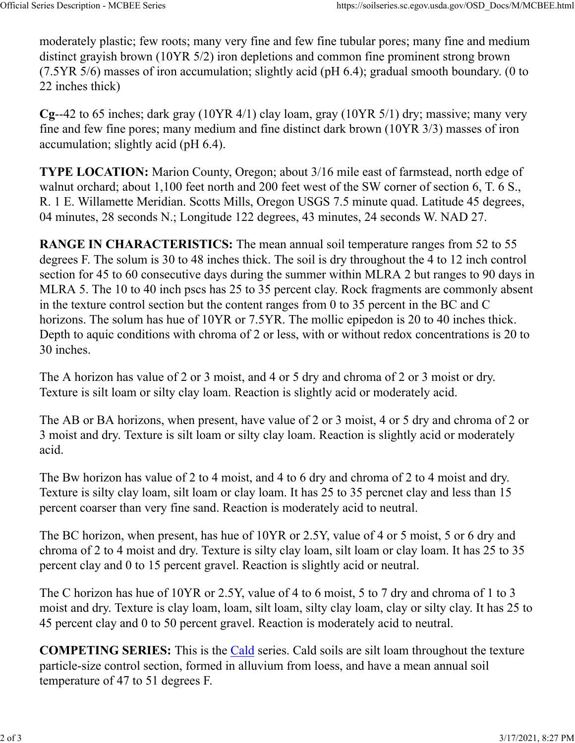moderately plastic; few roots; many very fine and few fine tubular pores; many fine and medium distinct grayish brown (10YR 5/2) iron depletions and common fine prominent strong brown (7.5YR 5/6) masses of iron accumulation; slightly acid (pH 6.4); gradual smooth boundary. (0 to 22 inches thick)

**Cg**--42 to 65 inches; dark gray (10YR 4/1) clay loam, gray (10YR 5/1) dry; massive; many very fine and few fine pores; many medium and fine distinct dark brown (10YR 3/3) masses of iron accumulation; slightly acid (pH 6.4).

**TYPE LOCATION:** Marion County, Oregon; about 3/16 mile east of farmstead, north edge of walnut orchard; about 1,100 feet north and 200 feet west of the SW corner of section 6, T. 6 S., R. 1 E. Willamette Meridian. Scotts Mills, Oregon USGS 7.5 minute quad. Latitude 45 degrees, 04 minutes, 28 seconds N.; Longitude 122 degrees, 43 minutes, 24 seconds W. NAD 27.

**RANGE IN CHARACTERISTICS:** The mean annual soil temperature ranges from 52 to 55 degrees F. The solum is 30 to 48 inches thick. The soil is dry throughout the 4 to 12 inch control section for 45 to 60 consecutive days during the summer within MLRA 2 but ranges to 90 days in MLRA 5. The 10 to 40 inch pscs has 25 to 35 percent clay. Rock fragments are commonly absent in the texture control section but the content ranges from 0 to 35 percent in the BC and C horizons. The solum has hue of 10YR or 7.5YR. The mollic epipedon is 20 to 40 inches thick. Depth to aquic conditions with chroma of 2 or less, with or without redox concentrations is 20 to 30 inches.

The A horizon has value of 2 or 3 moist, and 4 or 5 dry and chroma of 2 or 3 moist or dry. Texture is silt loam or silty clay loam. Reaction is slightly acid or moderately acid.

The AB or BA horizons, when present, have value of 2 or 3 moist, 4 or 5 dry and chroma of 2 or 3 moist and dry. Texture is silt loam or silty clay loam. Reaction is slightly acid or moderately acid.

The Bw horizon has value of 2 to 4 moist, and 4 to 6 dry and chroma of 2 to 4 moist and dry. Texture is silty clay loam, silt loam or clay loam. It has 25 to 35 percnet clay and less than 15 percent coarser than very fine sand. Reaction is moderately acid to neutral.

The BC horizon, when present, has hue of 10YR or 2.5Y, value of 4 or 5 moist, 5 or 6 dry and chroma of 2 to 4 moist and dry. Texture is silty clay loam, silt loam or clay loam. It has 25 to 35 percent clay and 0 to 15 percent gravel. Reaction is slightly acid or neutral.

The C horizon has hue of 10YR or 2.5Y, value of 4 to 6 moist, 5 to 7 dry and chroma of 1 to 3 moist and dry. Texture is clay loam, loam, silt loam, silty clay loam, clay or silty clay. It has 25 to 45 percent clay and 0 to 50 percent gravel. Reaction is moderately acid to neutral.

**COMPETING SERIES:** This is the Cald series. Cald soils are silt loam throughout the texture particle-size control section, formed in alluvium from loess, and have a mean annual soil temperature of 47 to 51 degrees F.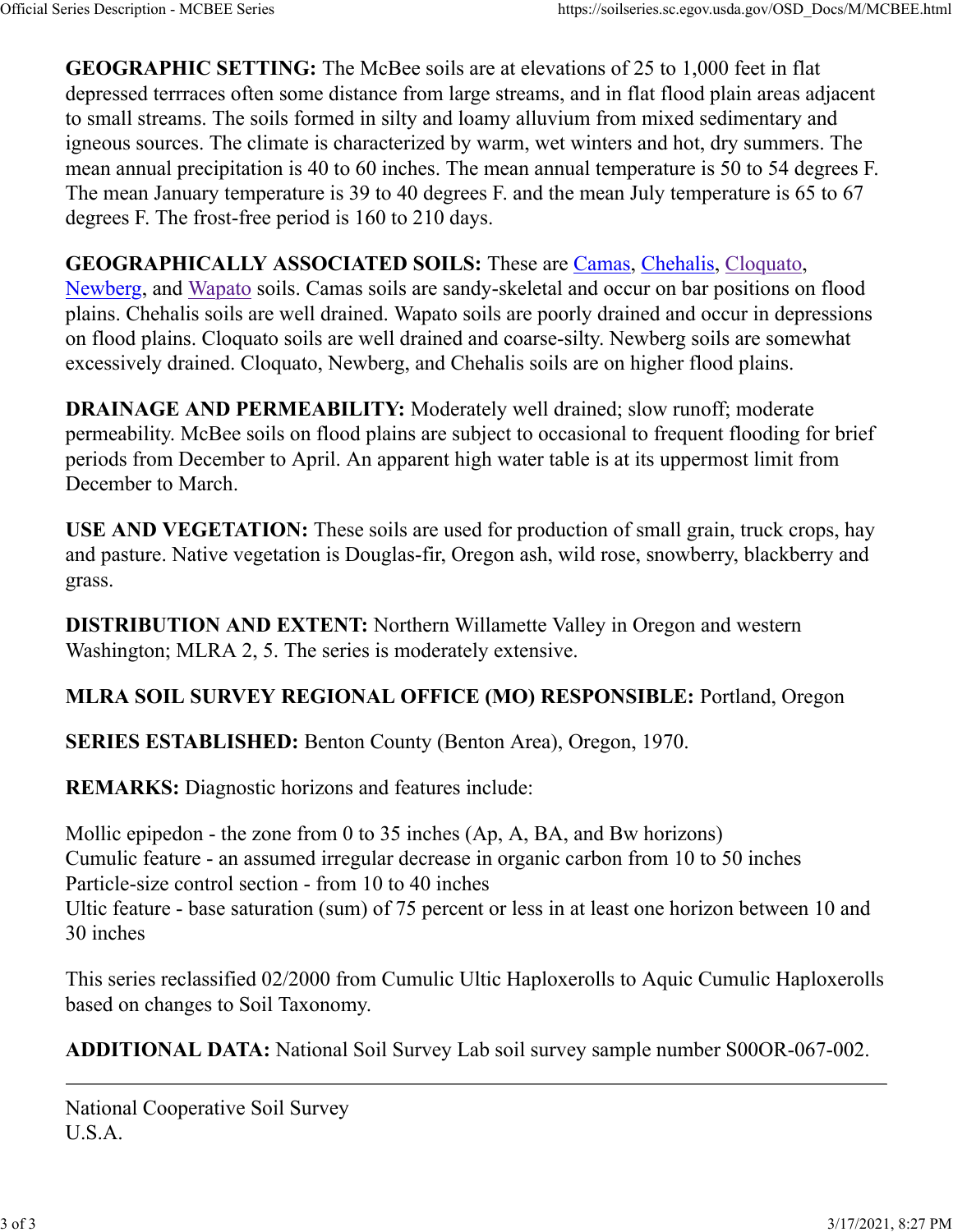**GEOGRAPHIC SETTING:** The McBee soils are at elevations of 25 to 1,000 feet in flat depressed terrraces often some distance from large streams, and in flat flood plain areas adjacent to small streams. The soils formed in silty and loamy alluvium from mixed sedimentary and igneous sources. The climate is characterized by warm, wet winters and hot, dry summers. The mean annual precipitation is 40 to 60 inches. The mean annual temperature is 50 to 54 degrees F. The mean January temperature is 39 to 40 degrees F. and the mean July temperature is 65 to 67 degrees F. The frost-free period is 160 to 210 days.

**GEOGRAPHICALLY ASSOCIATED SOILS:** These are Camas, Chehalis, Cloquato, Newberg, and Wapato soils. Camas soils are sandy-skeletal and occur on bar positions on flood plains. Chehalis soils are well drained. Wapato soils are poorly drained and occur in depressions on flood plains. Cloquato soils are well drained and coarse-silty. Newberg soils are somewhat excessively drained. Cloquato, Newberg, and Chehalis soils are on higher flood plains.

**DRAINAGE AND PERMEABILITY:** Moderately well drained; slow runoff; moderate permeability. McBee soils on flood plains are subject to occasional to frequent flooding for brief periods from December to April. An apparent high water table is at its uppermost limit from December to March.

**USE AND VEGETATION:** These soils are used for production of small grain, truck crops, hay and pasture. Native vegetation is Douglas-fir, Oregon ash, wild rose, snowberry, blackberry and grass.

**DISTRIBUTION AND EXTENT:** Northern Willamette Valley in Oregon and western Washington; MLRA 2, 5. The series is moderately extensive.

**MLRA SOIL SURVEY REGIONAL OFFICE (MO) RESPONSIBLE:** Portland, Oregon

**SERIES ESTABLISHED:** Benton County (Benton Area), Oregon, 1970.

**REMARKS:** Diagnostic horizons and features include:

Mollic epipedon - the zone from 0 to 35 inches (Ap, A, BA, and Bw horizons)
Cumulic feature - an assumed irregular decrease in organic carbon from 10 to 50 inches
Particle-size control section - from 10 to 40 inches
Ultic feature - base saturation (sum) of 75 percent or less in at least one horizon between 10 and 30 inches

This series reclassified 02/2000 from Cumulic Ultic Haploxerolls to Aquic Cumulic Haploxerolls based on changes to Soil Taxonomy.

**ADDITIONAL DATA:** National Soil Survey Lab soil survey sample number S00OR-067-002.

---

National Cooperative Soil Survey
U.S.A.